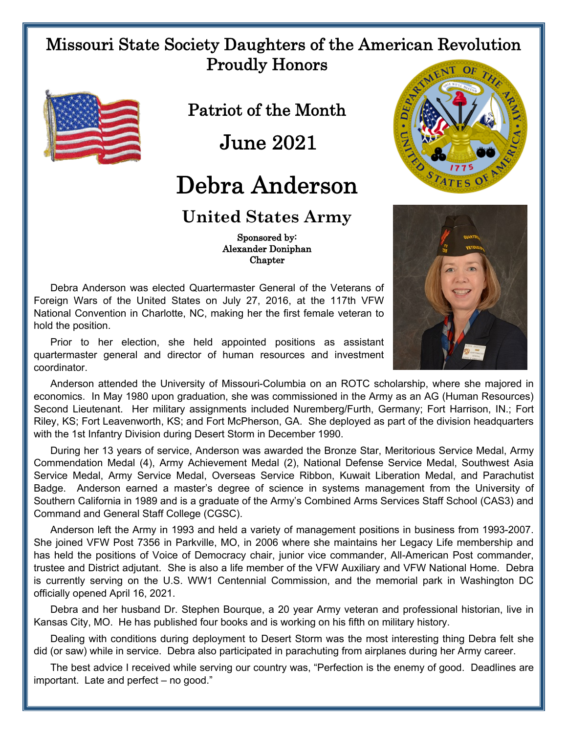# Missouri State Society Daughters of the American Revolution Proudly Honors

## Patriot of the Month

## June 2021

# Debra Anderson

### United States Army

Sponsored by:
Alexander Doniphan
Chapter

Debra Anderson was elected Quartermaster General of the Veterans of Foreign Wars of the United States on July 27, 2016, at the 117th VFW National Convention in Charlotte, NC, making her the first female veteran to hold the position.

Prior to her election, she held appointed positions as assistant quartermaster general and director of human resources and investment coordinator.

Anderson attended the University of Missouri-Columbia on an ROTC scholarship, where she majored in economics. In May 1980 upon graduation, she was commissioned in the Army as an AG (Human Resources) Second Lieutenant. Her military assignments included Nuremberg/Furth, Germany; Fort Harrison, IN.; Fort Riley, KS; Fort Leavenworth, KS; and Fort McPherson, GA. She deployed as part of the division headquarters with the 1st Infantry Division during Desert Storm in December 1990.

During her 13 years of service, Anderson was awarded the Bronze Star, Meritorious Service Medal, Army Commendation Medal (4), Army Achievement Medal (2), National Defense Service Medal, Southwest Asia Service Medal, Army Service Medal, Overseas Service Ribbon, Kuwait Liberation Medal, and Parachutist Badge. Anderson earned a master's degree of science in systems management from the University of Southern California in 1989 and is a graduate of the Army's Combined Arms Services Staff School (CAS3) and Command and General Staff College (CGSC).

Anderson left the Army in 1993 and held a variety of management positions in business from 1993-2007. She joined VFW Post 7356 in Parkville, MO, in 2006 where she maintains her Legacy Life membership and has held the positions of Voice of Democracy chair, junior vice commander, All-American Post commander, trustee and District adjutant. She is also a life member of the VFW Auxiliary and VFW National Home. Debra is currently serving on the U.S. WW1 Centennial Commission, and the memorial park in Washington DC officially opened April 16, 2021.

Debra and her husband Dr. Stephen Bourque, a 20 year Army veteran and professional historian, live in Kansas City, MO. He has published four books and is working on his fifth on military history.

Dealing with conditions during deployment to Desert Storm was the most interesting thing Debra felt she did (or saw) while in service. Debra also participated in parachuting from airplanes during her Army career.

The best advice I received while serving our country was, "Perfection is the enemy of good. Deadlines are important. Late and perfect – no good."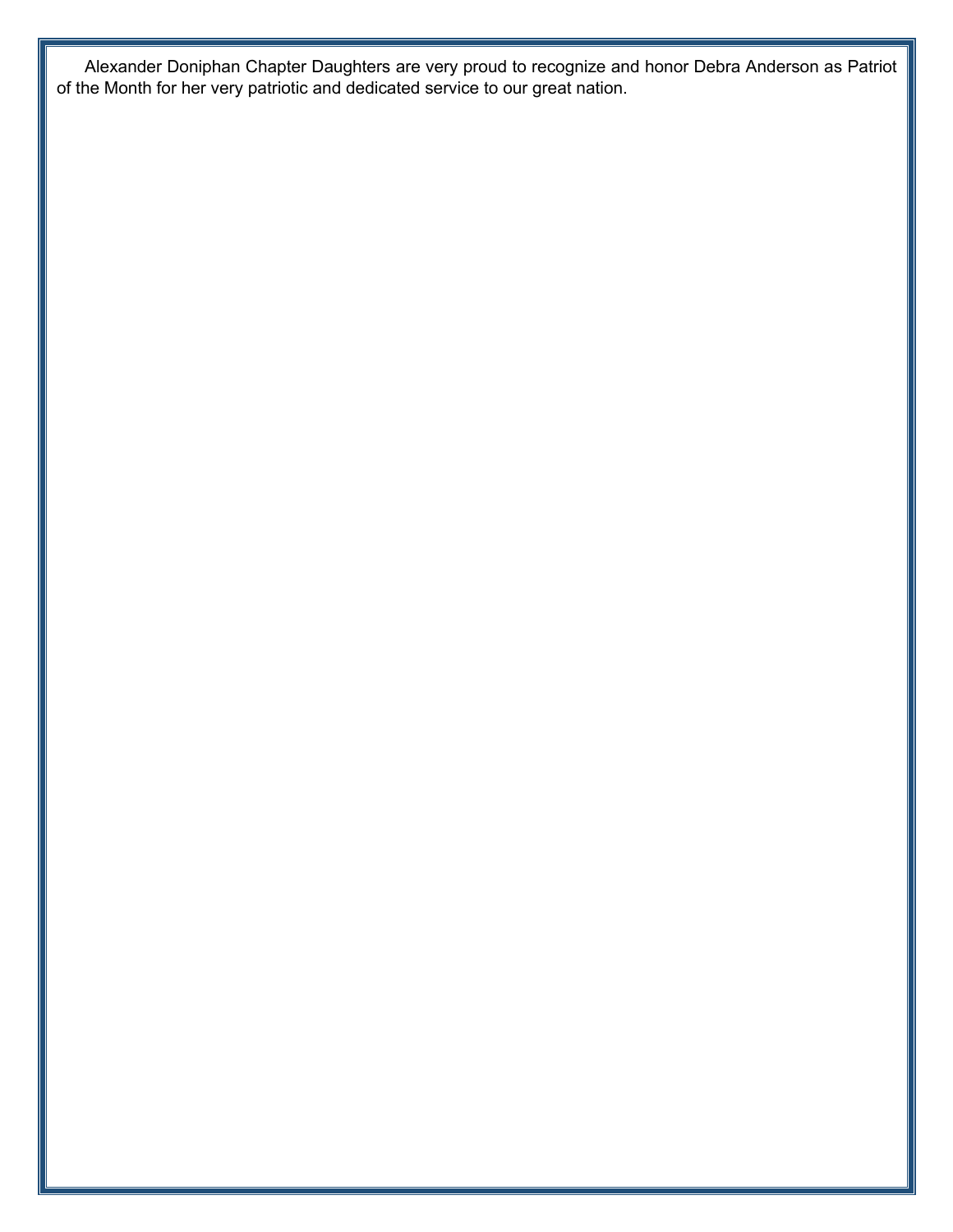Alexander Doniphan Chapter Daughters are very proud to recognize and honor Debra Anderson as Patriot of the Month for her very patriotic and dedicated service to our great nation.